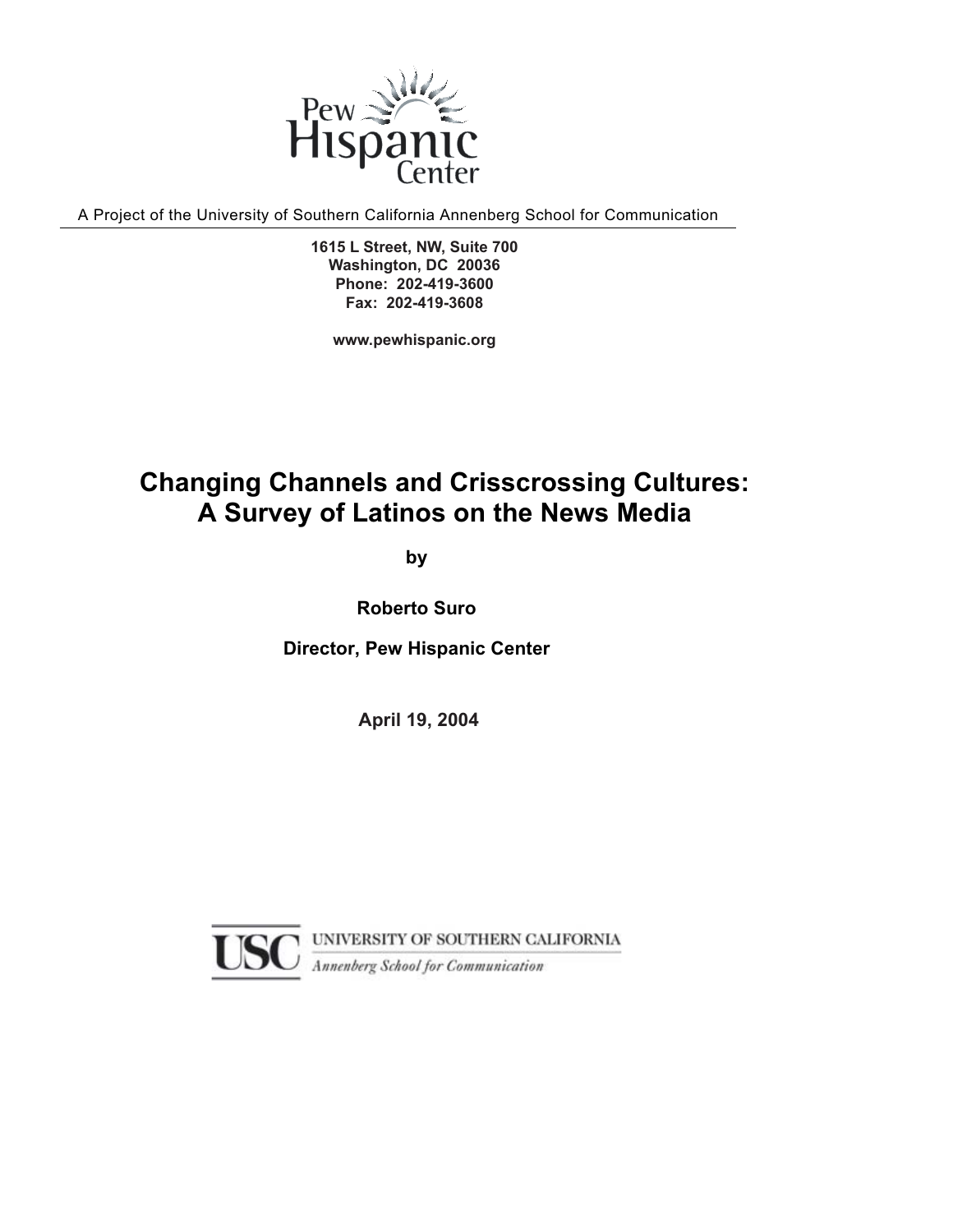Pew Hispanic Center

A Project of the University of Southern California Annenberg School for Communication

**1615 L Street, NW, Suite 700**
**Washington, DC 20036**
**Phone: 202-419-3600**
**Fax: 202-419-3608**

**www.pewhispanic.org**

# Changing Channels and Crisscrossing Cultures: A Survey of Latinos on the News Media

**by**

**Roberto Suro**

**Director, Pew Hispanic Center**

**April 19, 2004**

USC UNIVERSITY OF SOUTHERN CALIFORNIA
*Annenberg School for Communication*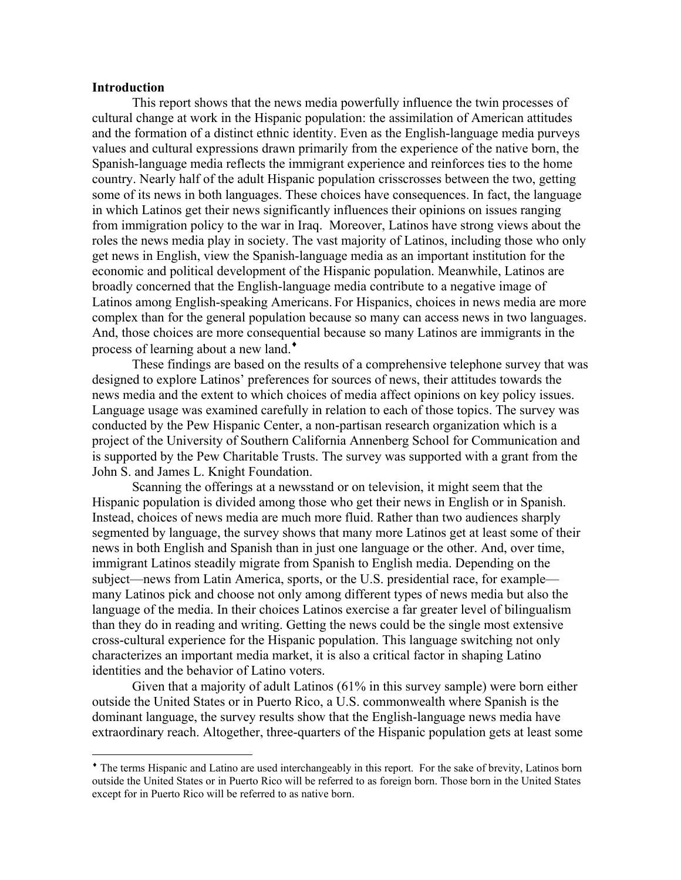**Introduction**

This report shows that the news media powerfully influence the twin processes of cultural change at work in the Hispanic population: the assimilation of American attitudes and the formation of a distinct ethnic identity. Even as the English-language media purveys values and cultural expressions drawn primarily from the experience of the native born, the Spanish-language media reflects the immigrant experience and reinforces ties to the home country. Nearly half of the adult Hispanic population crisscrosses between the two, getting some of its news in both languages. These choices have consequences. In fact, the language in which Latinos get their news significantly influences their opinions on issues ranging from immigration policy to the war in Iraq. Moreover, Latinos have strong views about the roles the news media play in society. The vast majority of Latinos, including those who only get news in English, view the Spanish-language media as an important institution for the economic and political development of the Hispanic population. Meanwhile, Latinos are broadly concerned that the English-language media contribute to a negative image of Latinos among English-speaking Americans. For Hispanics, choices in news media are more complex than for the general population because so many can access news in two languages. And, those choices are more consequential because so many Latinos are immigrants in the process of learning about a new land.[♦]

These findings are based on the results of a comprehensive telephone survey that was designed to explore Latinos' preferences for sources of news, their attitudes towards the news media and the extent to which choices of media affect opinions on key policy issues. Language usage was examined carefully in relation to each of those topics. The survey was conducted by the Pew Hispanic Center, a non-partisan research organization which is a project of the University of Southern California Annenberg School for Communication and is supported by the Pew Charitable Trusts. The survey was supported with a grant from the John S. and James L. Knight Foundation.

Scanning the offerings at a newsstand or on television, it might seem that the Hispanic population is divided among those who get their news in English or in Spanish. Instead, choices of news media are much more fluid. Rather than two audiences sharply segmented by language, the survey shows that many more Latinos get at least some of their news in both English and Spanish than in just one language or the other. And, over time, immigrant Latinos steadily migrate from Spanish to English media. Depending on the subject—news from Latin America, sports, or the U.S. presidential race, for example—many Latinos pick and choose not only among different types of news media but also the language of the media. In their choices Latinos exercise a far greater level of bilingualism than they do in reading and writing. Getting the news could be the single most extensive cross-cultural experience for the Hispanic population. This language switching not only characterizes an important media market, it is also a critical factor in shaping Latino identities and the behavior of Latino voters.

Given that a majority of adult Latinos (61% in this survey sample) were born either outside the United States or in Puerto Rico, a U.S. commonwealth where Spanish is the dominant language, the survey results show that the English-language news media have extraordinary reach. Altogether, three-quarters of the Hispanic population gets at least some

---

[♦] The terms Hispanic and Latino are used interchangeably in this report. For the sake of brevity, Latinos born outside the United States or in Puerto Rico will be referred to as foreign born. Those born in the United States except for in Puerto Rico will be referred to as native born.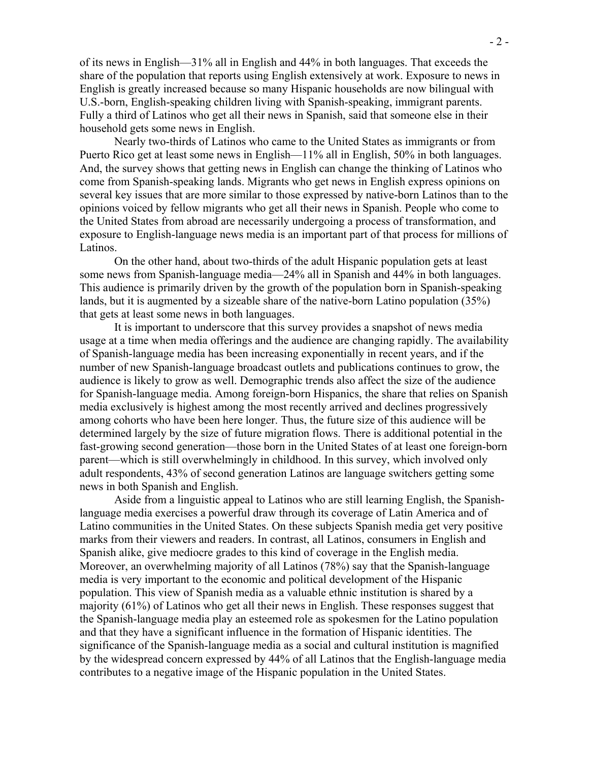of its news in English—31% all in English and 44% in both languages. That exceeds the share of the population that reports using English extensively at work. Exposure to news in English is greatly increased because so many Hispanic households are now bilingual with U.S.-born, English-speaking children living with Spanish-speaking, immigrant parents. Fully a third of Latinos who get all their news in Spanish, said that someone else in their household gets some news in English.

Nearly two-thirds of Latinos who came to the United States as immigrants or from Puerto Rico get at least some news in English—11% all in English, 50% in both languages. And, the survey shows that getting news in English can change the thinking of Latinos who come from Spanish-speaking lands. Migrants who get news in English express opinions on several key issues that are more similar to those expressed by native-born Latinos than to the opinions voiced by fellow migrants who get all their news in Spanish. People who come to the United States from abroad are necessarily undergoing a process of transformation, and exposure to English-language news media is an important part of that process for millions of Latinos.

On the other hand, about two-thirds of the adult Hispanic population gets at least some news from Spanish-language media—24% all in Spanish and 44% in both languages. This audience is primarily driven by the growth of the population born in Spanish-speaking lands, but it is augmented by a sizeable share of the native-born Latino population (35%) that gets at least some news in both languages.

It is important to underscore that this survey provides a snapshot of news media usage at a time when media offerings and the audience are changing rapidly. The availability of Spanish-language media has been increasing exponentially in recent years, and if the number of new Spanish-language broadcast outlets and publications continues to grow, the audience is likely to grow as well. Demographic trends also affect the size of the audience for Spanish-language media. Among foreign-born Hispanics, the share that relies on Spanish media exclusively is highest among the most recently arrived and declines progressively among cohorts who have been here longer. Thus, the future size of this audience will be determined largely by the size of future migration flows. There is additional potential in the fast-growing second generation—those born in the United States of at least one foreign-born parent—which is still overwhelmingly in childhood. In this survey, which involved only adult respondents, 43% of second generation Latinos are language switchers getting some news in both Spanish and English.

Aside from a linguistic appeal to Latinos who are still learning English, the Spanish-language media exercises a powerful draw through its coverage of Latin America and of Latino communities in the United States. On these subjects Spanish media get very positive marks from their viewers and readers. In contrast, all Latinos, consumers in English and Spanish alike, give mediocre grades to this kind of coverage in the English media. Moreover, an overwhelming majority of all Latinos (78%) say that the Spanish-language media is very important to the economic and political development of the Hispanic population. This view of Spanish media as a valuable ethnic institution is shared by a majority (61%) of Latinos who get all their news in English. These responses suggest that the Spanish-language media play an esteemed role as spokesmen for the Latino population and that they have a significant influence in the formation of Hispanic identities. The significance of the Spanish-language media as a social and cultural institution is magnified by the widespread concern expressed by 44% of all Latinos that the English-language media contributes to a negative image of the Hispanic population in the United States.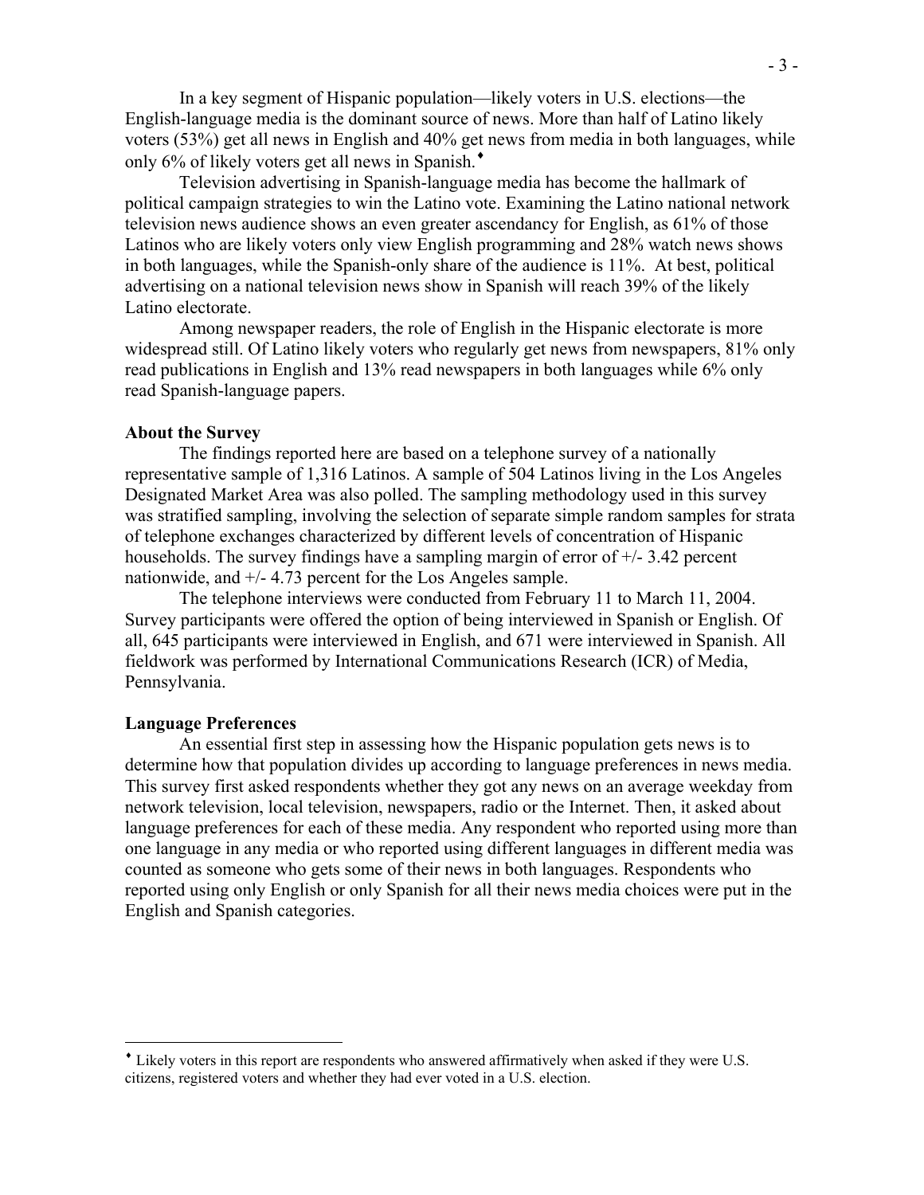In a key segment of Hispanic population—likely voters in U.S. elections—the English-language media is the dominant source of news. More than half of Latino likely voters (53%) get all news in English and 40% get news from media in both languages, while only 6% of likely voters get all news in Spanish.[♦]

Television advertising in Spanish-language media has become the hallmark of political campaign strategies to win the Latino vote. Examining the Latino national network television news audience shows an even greater ascendancy for English, as 61% of those Latinos who are likely voters only view English programming and 28% watch news shows in both languages, while the Spanish-only share of the audience is 11%. At best, political advertising on a national television news show in Spanish will reach 39% of the likely Latino electorate.

Among newspaper readers, the role of English in the Hispanic electorate is more widespread still. Of Latino likely voters who regularly get news from newspapers, 81% only read publications in English and 13% read newspapers in both languages while 6% only read Spanish-language papers.

**About the Survey**

The findings reported here are based on a telephone survey of a nationally representative sample of 1,316 Latinos. A sample of 504 Latinos living in the Los Angeles Designated Market Area was also polled. The sampling methodology used in this survey was stratified sampling, involving the selection of separate simple random samples for strata of telephone exchanges characterized by different levels of concentration of Hispanic households. The survey findings have a sampling margin of error of +/- 3.42 percent nationwide, and +/- 4.73 percent for the Los Angeles sample.

The telephone interviews were conducted from February 11 to March 11, 2004. Survey participants were offered the option of being interviewed in Spanish or English. Of all, 645 participants were interviewed in English, and 671 were interviewed in Spanish. All fieldwork was performed by International Communications Research (ICR) of Media, Pennsylvania.

**Language Preferences**

An essential first step in assessing how the Hispanic population gets news is to determine how that population divides up according to language preferences in news media. This survey first asked respondents whether they got any news on an average weekday from network television, local television, newspapers, radio or the Internet. Then, it asked about language preferences for each of these media. Any respondent who reported using more than one language in any media or who reported using different languages in different media was counted as someone who gets some of their news in both languages. Respondents who reported using only English or only Spanish for all their news media choices were put in the English and Spanish categories.

---

[♦] Likely voters in this report are respondents who answered affirmatively when asked if they were U.S. citizens, registered voters and whether they had ever voted in a U.S. election.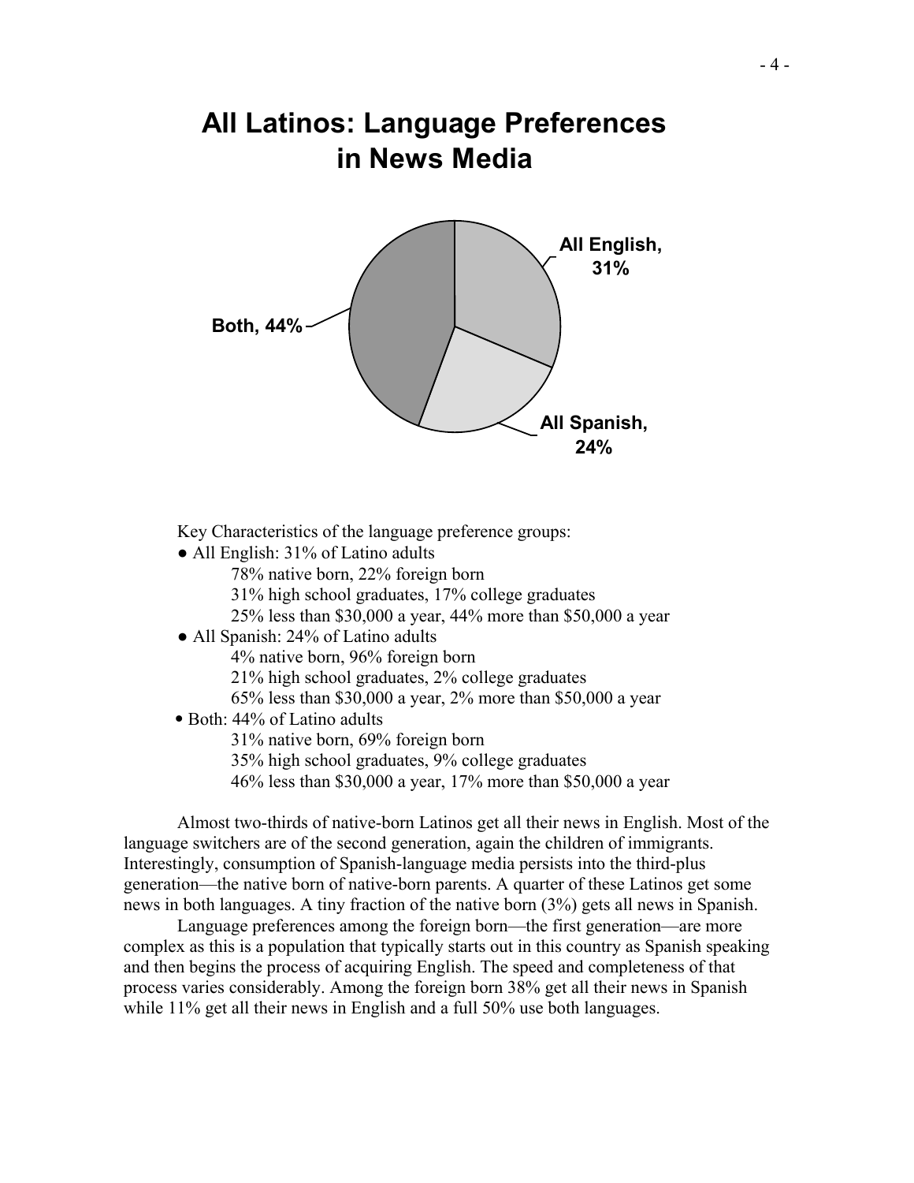## All Latinos: Language Preferences in News Media

All English, 31%

All Spanish, 24%

Both, 44%

Key Characteristics of the language preference groups:

- All English: 31% of Latino adults
  - 78% native born, 22% foreign born
  - 31% high school graduates, 17% college graduates
  - 25% less than $30,000 a year, 44% more than $50,000 a year
- All Spanish: 24% of Latino adults
  - 4% native born, 96% foreign born
  - 21% high school graduates, 2% college graduates
  - 65% less than $30,000 a year, 2% more than $50,000 a year
- Both: 44% of Latino adults
  - 31% native born, 69% foreign born
  - 35% high school graduates, 9% college graduates
  - 46% less than $30,000 a year, 17% more than $50,000 a year

Almost two-thirds of native-born Latinos get all their news in English. Most of the language switchers are of the second generation, again the children of immigrants. Interestingly, consumption of Spanish-language media persists into the third-plus generation—the native born of native-born parents. A quarter of these Latinos get some news in both languages. A tiny fraction of the native born (3%) gets all news in Spanish.

Language preferences among the foreign born—the first generation—are more complex as this is a population that typically starts out in this country as Spanish speaking and then begins the process of acquiring English. The speed and completeness of that process varies considerably. Among the foreign born 38% get all their news in Spanish while 11% get all their news in English and a full 50% use both languages.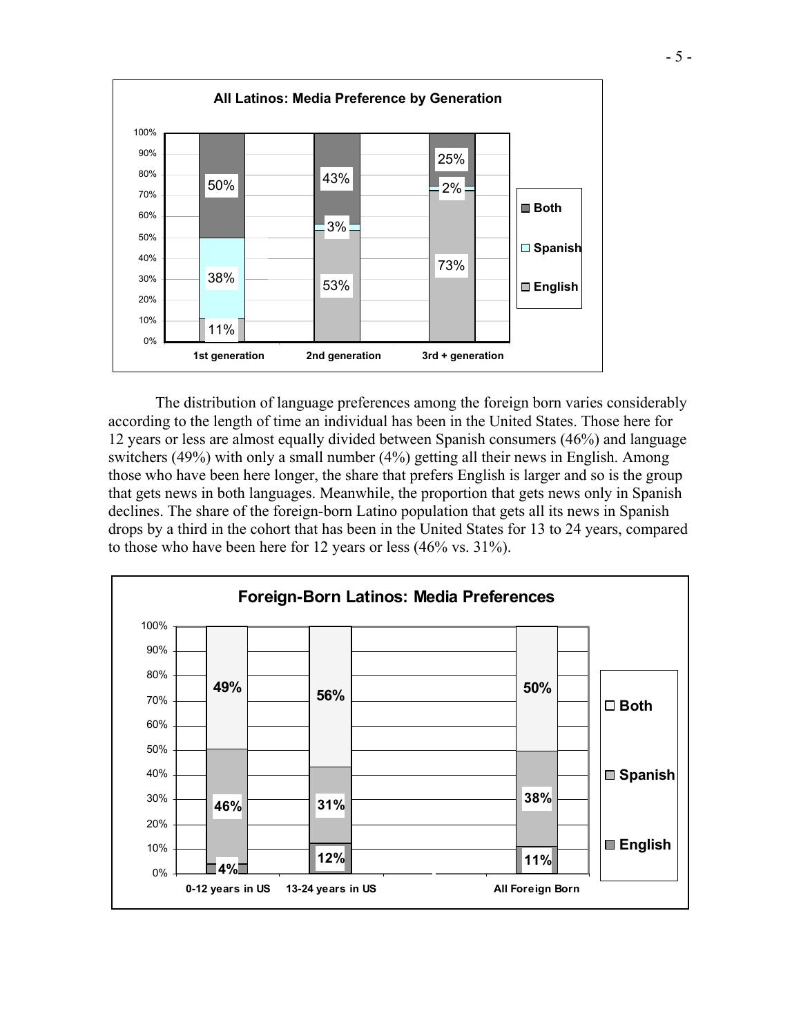**All Latinos: Media Preference by Generation**

| | 1st generation | 2nd generation | 3rd + generation |
|---|---|---|---|
| Both | 50% | 43% | 25% |
| Spanish | 38% | 3% | 2% |
| English | 11% | 53% | 73% |

The distribution of language preferences among the foreign born varies considerably according to the length of time an individual has been in the United States. Those here for 12 years or less are almost equally divided between Spanish consumers (46%) and language switchers (49%) with only a small number (4%) getting all their news in English. Among those who have been here longer, the share that prefers English is larger and so is the group that gets news in both languages. Meanwhile, the proportion that gets news only in Spanish declines. The share of the foreign-born Latino population that gets all its news in Spanish drops by a third in the cohort that has been in the United States for 13 to 24 years, compared to those who have been here for 12 years or less (46% vs. 31%).

**Foreign-Born Latinos: Media Preferences**

| | 0-12 years in US | 13-24 years in US | All Foreign Born |
|---|---|---|---|
| Both | 49% | 56% | 50% |
| Spanish | 46% | 31% | 38% |
| English | 4% | 12% | 11% |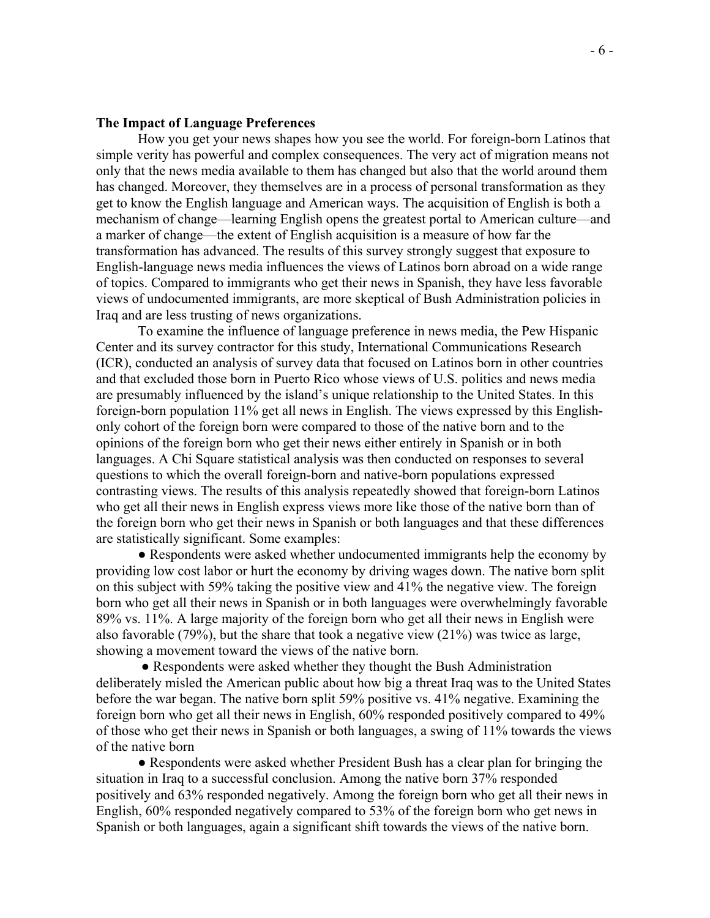**The Impact of Language Preferences**

How you get your news shapes how you see the world. For foreign-born Latinos that simple verity has powerful and complex consequences. The very act of migration means not only that the news media available to them has changed but also that the world around them has changed. Moreover, they themselves are in a process of personal transformation as they get to know the English language and American ways. The acquisition of English is both a mechanism of change—learning English opens the greatest portal to American culture—and a marker of change—the extent of English acquisition is a measure of how far the transformation has advanced. The results of this survey strongly suggest that exposure to English-language news media influences the views of Latinos born abroad on a wide range of topics. Compared to immigrants who get their news in Spanish, they have less favorable views of undocumented immigrants, are more skeptical of Bush Administration policies in Iraq and are less trusting of news organizations.

To examine the influence of language preference in news media, the Pew Hispanic Center and its survey contractor for this study, International Communications Research (ICR), conducted an analysis of survey data that focused on Latinos born in other countries and that excluded those born in Puerto Rico whose views of U.S. politics and news media are presumably influenced by the island's unique relationship to the United States. In this foreign-born population 11% get all news in English. The views expressed by this English-only cohort of the foreign born were compared to those of the native born and to the opinions of the foreign born who get their news either entirely in Spanish or in both languages. A Chi Square statistical analysis was then conducted on responses to several questions to which the overall foreign-born and native-born populations expressed contrasting views. The results of this analysis repeatedly showed that foreign-born Latinos who get all their news in English express views more like those of the native born than of the foreign born who get their news in Spanish or both languages and that these differences are statistically significant. Some examples:

- Respondents were asked whether undocumented immigrants help the economy by providing low cost labor or hurt the economy by driving wages down. The native born split on this subject with 59% taking the positive view and 41% the negative view. The foreign born who get all their news in Spanish or in both languages were overwhelmingly favorable 89% vs. 11%. A large majority of the foreign born who get all their news in English were also favorable (79%), but the share that took a negative view (21%) was twice as large, showing a movement toward the views of the native born.
- Respondents were asked whether they thought the Bush Administration deliberately misled the American public about how big a threat Iraq was to the United States before the war began. The native born split 59% positive vs. 41% negative. Examining the foreign born who get all their news in English, 60% responded positively compared to 49% of those who get their news in Spanish or both languages, a swing of 11% towards the views of the native born
- Respondents were asked whether President Bush has a clear plan for bringing the situation in Iraq to a successful conclusion. Among the native born 37% responded positively and 63% responded negatively. Among the foreign born who get all their news in English, 60% responded negatively compared to 53% of the foreign born who get news in Spanish or both languages, again a significant shift towards the views of the native born.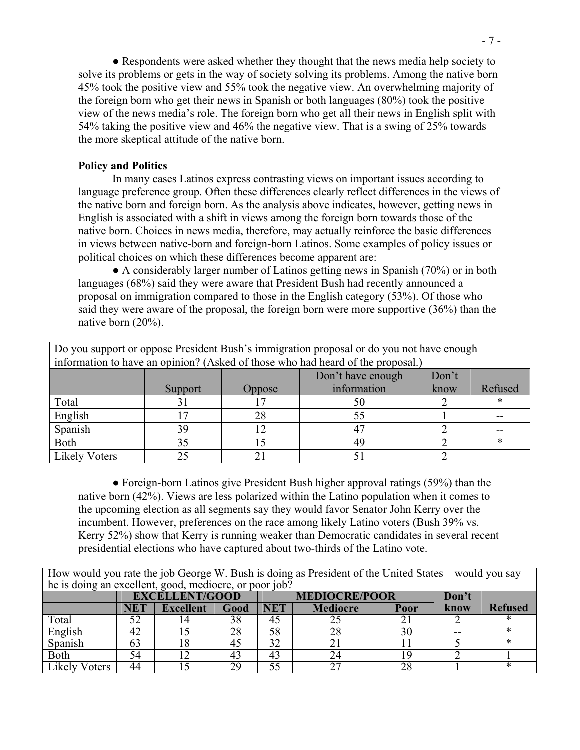● Respondents were asked whether they thought that the news media help society to solve its problems or gets in the way of society solving its problems. Among the native born 45% took the positive view and 55% took the negative view. An overwhelming majority of the foreign born who get their news in Spanish or both languages (80%) took the positive view of the news media's role. The foreign born who get all their news in English split with 54% taking the positive view and 46% the negative view. That is a swing of 25% towards the more skeptical attitude of the native born.

**Policy and Politics**

In many cases Latinos express contrasting views on important issues according to language preference group. Often these differences clearly reflect differences in the views of the native born and foreign born. As the analysis above indicates, however, getting news in English is associated with a shift in views among the foreign born towards those of the native born. Choices in news media, therefore, may actually reinforce the basic differences in views between native-born and foreign-born Latinos. Some examples of policy issues or political choices on which these differences become apparent are:

● A considerably larger number of Latinos getting news in Spanish (70%) or in both languages (68%) said they were aware that President Bush had recently announced a proposal on immigration compared to those in the English category (53%). Of those who said they were aware of the proposal, the foreign born were more supportive (36%) than the native born (20%).

Do you support or oppose President Bush's immigration proposal or do you not have enough information to have an opinion? (Asked of those who had heard of the proposal.)

| | Support | Oppose | Don't have enough information | Don't know | Refused |
|---|---|---|---|---|---|
| Total | 31 | 17 | 50 | 2 | * |
| English | 17 | 28 | 55 | 1 | -- |
| Spanish | 39 | 12 | 47 | 2 | -- |
| Both | 35 | 15 | 49 | 2 | * |
| Likely Voters | 25 | 21 | 51 | 2 | |

● Foreign-born Latinos give President Bush higher approval ratings (59%) than the native born (42%). Views are less polarized within the Latino population when it comes to the upcoming election as all segments say they would favor Senator John Kerry over the incumbent. However, preferences on the race among likely Latino voters (Bush 39% vs. Kerry 52%) show that Kerry is running weaker than Democratic candidates in several recent presidential elections who have captured about two-thirds of the Latino vote.

How would you rate the job George W. Bush is doing as President of the United States—would you say he is doing an excellent, good, mediocre, or poor job?

| | **EXCELLENT/GOOD** | | | **MEDIOCRE/POOR** | | | **Don't know** | **Refused** |
|---|---|---|---|---|---|---|---|---|
| | **NET** | **Excellent** | **Good** | **NET** | **Mediocre** | **Poor** | | |
| Total | 52 | 14 | 38 | 45 | 25 | 21 | 2 | * |
| English | 42 | 15 | 28 | 58 | 28 | 30 | -- | * |
| Spanish | 63 | 18 | 45 | 32 | 21 | 11 | 5 | * |
| Both | 54 | 12 | 43 | 43 | 24 | 19 | 2 | 1 |
| Likely Voters | 44 | 15 | 29 | 55 | 27 | 28 | 1 | * |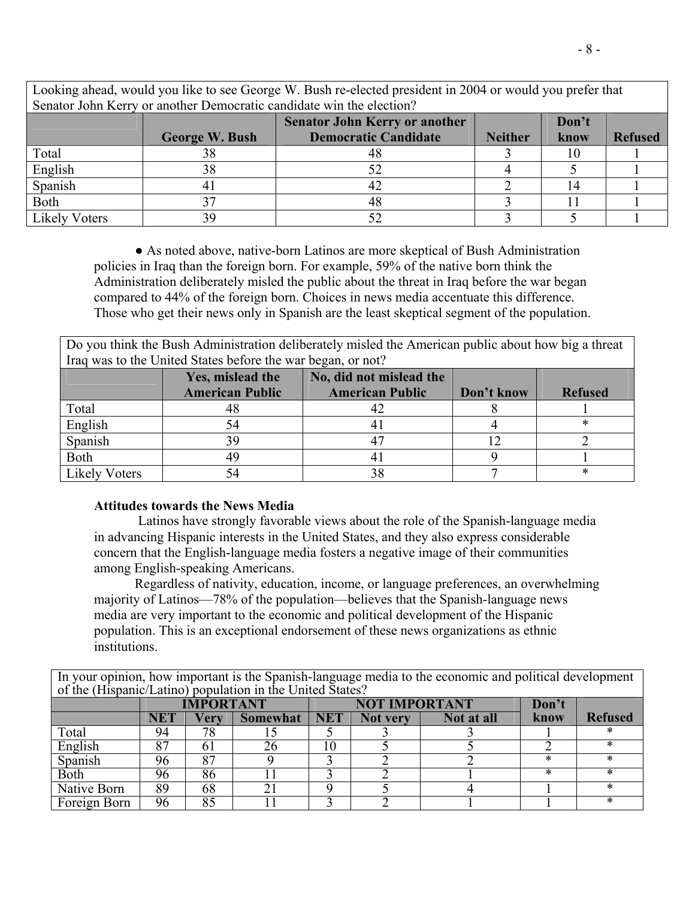| Looking ahead, would you like to see George W. Bush re-elected president in 2004 or would you prefer that Senator John Kerry or another Democratic candidate win the election? | | | | | |
|---|---|---|---|---|---|
| | George W. Bush | Senator John Kerry or another Democratic Candidate | Neither | Don't know | Refused |
| Total | 38 | 48 | 3 | 10 | 1 |
| English | 38 | 52 | 4 | 5 | 1 |
| Spanish | 41 | 42 | 2 | 14 | 1 |
| Both | 37 | 48 | 3 | 11 | 1 |
| Likely Voters | 39 | 52 | 3 | 5 | 1 |

- As noted above, native-born Latinos are more skeptical of Bush Administration policies in Iraq than the foreign born. For example, 59% of the native born think the Administration deliberately misled the public about the threat in Iraq before the war began compared to 44% of the foreign born. Choices in news media accentuate this difference. Those who get their news only in Spanish are the least skeptical segment of the population.

| Do you think the Bush Administration deliberately misled the American public about how big a threat Iraq was to the United States before the war began, or not? | | | | |
|---|---|---|---|---|
| | Yes, mislead the American Public | No, did not mislead the American Public | Don't know | Refused |
| Total | 48 | 42 | 8 | 1 |
| English | 54 | 41 | 4 | * |
| Spanish | 39 | 47 | 12 | 2 |
| Both | 49 | 41 | 9 | 1 |
| Likely Voters | 54 | 38 | 7 | * |

**Attitudes towards the News Media**

Latinos have strongly favorable views about the role of the Spanish-language media in advancing Hispanic interests in the United States, and they also express considerable concern that the English-language media fosters a negative image of their communities among English-speaking Americans.

Regardless of nativity, education, income, or language preferences, an overwhelming majority of Latinos—78% of the population—believes that the Spanish-language news media are very important to the economic and political development of the Hispanic population. This is an exceptional endorsement of these news organizations as ethnic institutions.

| In your opinion, how important is the Spanish-language media to the economic and political development of the (Hispanic/Latino) population in the United States? | | | | | | | | |
|---|---|---|---|---|---|---|---|---|
| | IMPORTANT | | | NOT IMPORTANT | | | Don't know | Refused |
| | NET | Very | Somewhat | NET | Not very | Not at all | | |
| Total | 94 | 78 | 15 | 5 | 3 | 3 | 1 | * |
| English | 87 | 61 | 26 | 10 | 5 | 5 | 2 | * |
| Spanish | 96 | 87 | 9 | 3 | 2 | 2 | * | * |
| Both | 96 | 86 | 11 | 3 | 2 | 1 | * | * |
| Native Born | 89 | 68 | 21 | 9 | 5 | 4 | 1 | * |
| Foreign Born | 96 | 85 | 11 | 3 | 2 | 1 | 1 | * |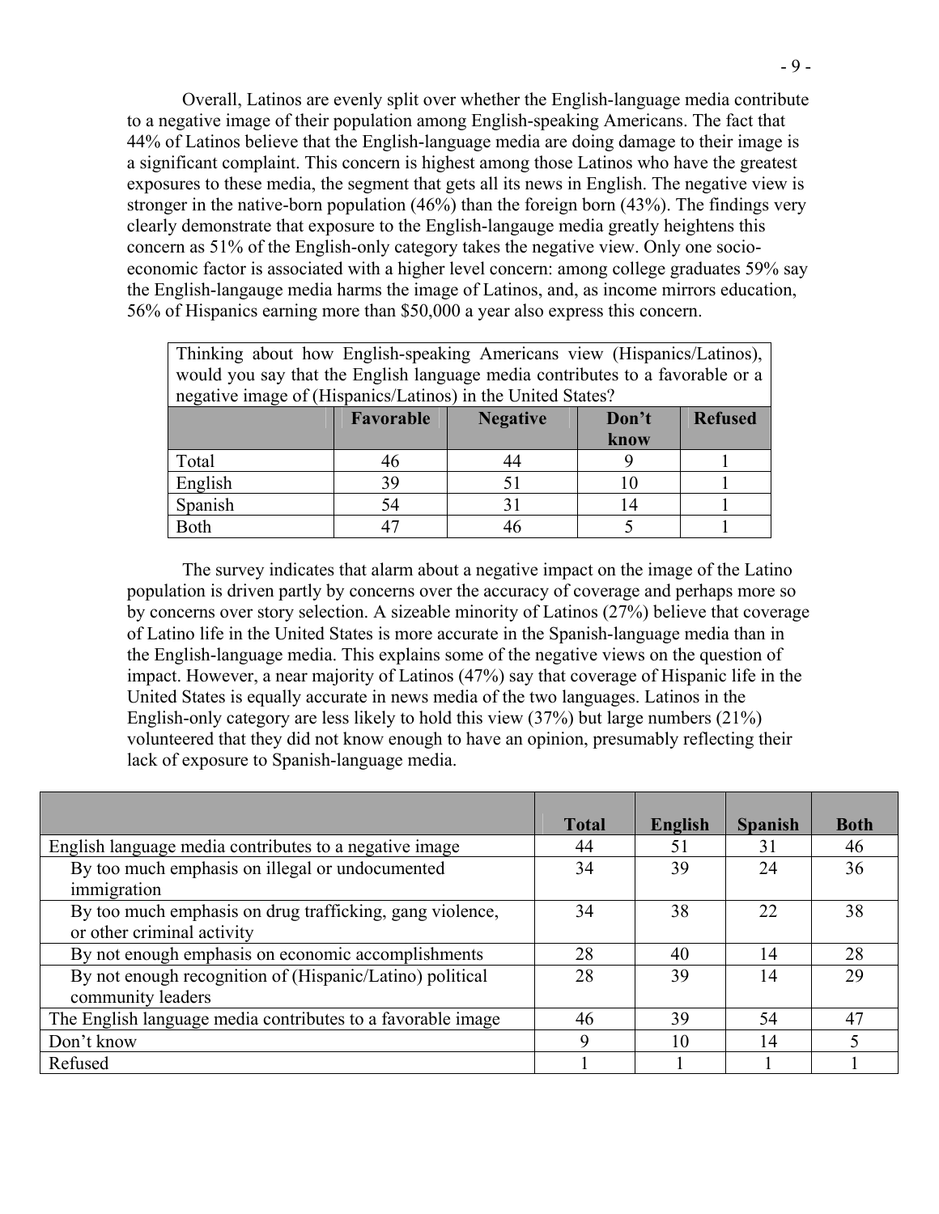Overall, Latinos are evenly split over whether the English-language media contribute to a negative image of their population among English-speaking Americans. The fact that 44% of Latinos believe that the English-language media are doing damage to their image is a significant complaint. This concern is highest among those Latinos who have the greatest exposures to these media, the segment that gets all its news in English. The negative view is stronger in the native-born population (46%) than the foreign born (43%). The findings very clearly demonstrate that exposure to the English-langauge media greatly heightens this concern as 51% of the English-only category takes the negative view. Only one socio-economic factor is associated with a higher level concern: among college graduates 59% say the English-langauge media harms the image of Latinos, and, as income mirrors education, 56% of Hispanics earning more than $50,000 a year also express this concern.

Thinking about how English-speaking Americans view (Hispanics/Latinos), would you say that the English language media contributes to a favorable or a negative image of (Hispanics/Latinos) in the United States?

| | Favorable | Negative | Don't know | Refused |
|---|---|---|---|---|
| Total | 46 | 44 | 9 | 1 |
| English | 39 | 51 | 10 | 1 |
| Spanish | 54 | 31 | 14 | 1 |
| Both | 47 | 46 | 5 | 1 |

The survey indicates that alarm about a negative impact on the image of the Latino population is driven partly by concerns over the accuracy of coverage and perhaps more so by concerns over story selection. A sizeable minority of Latinos (27%) believe that coverage of Latino life in the United States is more accurate in the Spanish-language media than in the English-language media. This explains some of the negative views on the question of impact. However, a near majority of Latinos (47%) say that coverage of Hispanic life in the United States is equally accurate in news media of the two languages. Latinos in the English-only category are less likely to hold this view (37%) but large numbers (21%) volunteered that they did not know enough to have an opinion, presumably reflecting their lack of exposure to Spanish-language media.

| | Total | English | Spanish | Both |
|---|---|---|---|---|
| English language media contributes to a negative image | 44 | 51 | 31 | 46 |
| By too much emphasis on illegal or undocumented immigration | 34 | 39 | 24 | 36 |
| By too much emphasis on drug trafficking, gang violence, or other criminal activity | 34 | 38 | 22 | 38 |
| By not enough emphasis on economic accomplishments | 28 | 40 | 14 | 28 |
| By not enough recognition of (Hispanic/Latino) political community leaders | 28 | 39 | 14 | 29 |
| The English language media contributes to a favorable image | 46 | 39 | 54 | 47 |
| Don't know | 9 | 10 | 14 | 5 |
| Refused | 1 | 1 | 1 | 1 |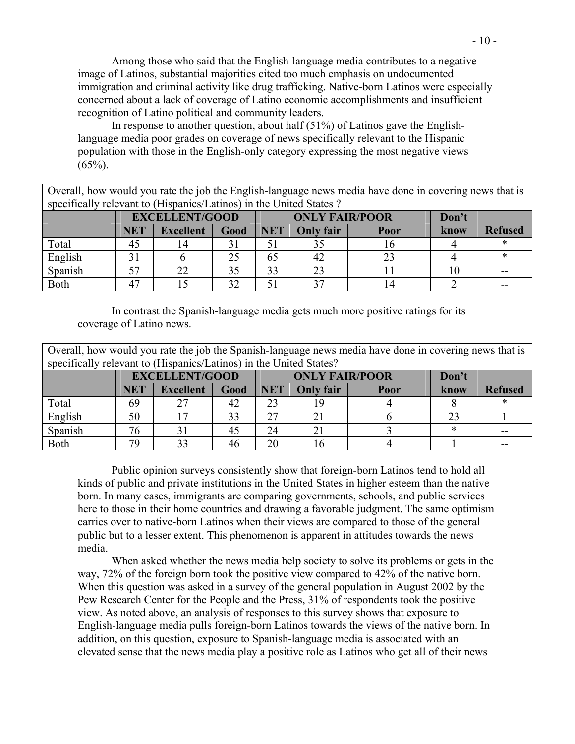Among those who said that the English-language media contributes to a negative image of Latinos, substantial majorities cited too much emphasis on undocumented immigration and criminal activity like drug trafficking. Native-born Latinos were especially concerned about a lack of coverage of Latino economic accomplishments and insufficient recognition of Latino political and community leaders.

In response to another question, about half (51%) of Latinos gave the English-language media poor grades on coverage of news specifically relevant to the Hispanic population with those in the English-only category expressing the most negative views (65%).

Overall, how would you rate the job the English-language news media have done in covering news that is specifically relevant to (Hispanics/Latinos) in the United States ?

| | EXCELLENT/GOOD | | | ONLY FAIR/POOR | | | Don't | |
|---|---|---|---|---|---|---|---|---|
| | NET | Excellent | Good | NET | Only fair | Poor | know | Refused |
| Total | 45 | 14 | 31 | 51 | 35 | 16 | 4 | * |
| English | 31 | 6 | 25 | 65 | 42 | 23 | 4 | * |
| Spanish | 57 | 22 | 35 | 33 | 23 | 11 | 10 | -- |
| Both | 47 | 15 | 32 | 51 | 37 | 14 | 2 | -- |

In contrast the Spanish-language media gets much more positive ratings for its coverage of Latino news.

Overall, how would you rate the job the Spanish-language news media have done in covering news that is specifically relevant to (Hispanics/Latinos) in the United States?

| | EXCELLENT/GOOD | | | ONLY FAIR/POOR | | | Don't | |
|---|---|---|---|---|---|---|---|---|
| | NET | Excellent | Good | NET | Only fair | Poor | know | Refused |
| Total | 69 | 27 | 42 | 23 | 19 | 4 | 8 | * |
| English | 50 | 17 | 33 | 27 | 21 | 6 | 23 | 1 |
| Spanish | 76 | 31 | 45 | 24 | 21 | 3 | * | -- |
| Both | 79 | 33 | 46 | 20 | 16 | 4 | 1 | -- |

Public opinion surveys consistently show that foreign-born Latinos tend to hold all kinds of public and private institutions in the United States in higher esteem than the native born. In many cases, immigrants are comparing governments, schools, and public services here to those in their home countries and drawing a favorable judgment. The same optimism carries over to native-born Latinos when their views are compared to those of the general public but to a lesser extent. This phenomenon is apparent in attitudes towards the news media.

When asked whether the news media help society to solve its problems or gets in the way, 72% of the foreign born took the positive view compared to 42% of the native born. When this question was asked in a survey of the general population in August 2002 by the Pew Research Center for the People and the Press, 31% of respondents took the positive view. As noted above, an analysis of responses to this survey shows that exposure to English-language media pulls foreign-born Latinos towards the views of the native born. In addition, on this question, exposure to Spanish-language media is associated with an elevated sense that the news media play a positive role as Latinos who get all of their news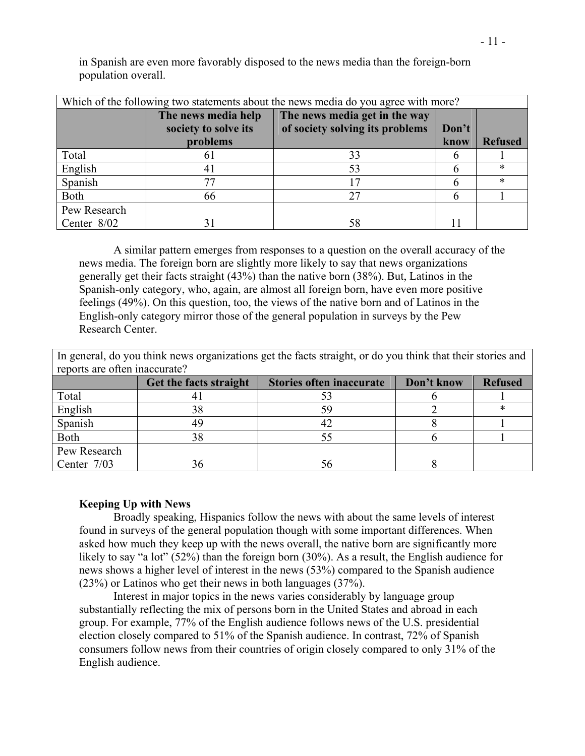in Spanish are even more favorably disposed to the news media than the foreign-born population overall.

| Which of the following two statements about the news media do you agree with more? | | | | |
|---|---|---|---|---|
| | The news media help society to solve its problems | The news media get in the way of society solving its problems | Don't know | Refused |
| Total | 61 | 33 | 6 | 1 |
| English | 41 | 53 | 6 | * |
| Spanish | 77 | 17 | 6 | * |
| Both | 66 | 27 | 6 | 1 |
| Pew Research Center 8/02 | 31 | 58 | 11 | |

A similar pattern emerges from responses to a question on the overall accuracy of the news media. The foreign born are slightly more likely to say that news organizations generally get their facts straight (43%) than the native born (38%). But, Latinos in the Spanish-only category, who, again, are almost all foreign born, have even more positive feelings (49%). On this question, too, the views of the native born and of Latinos in the English-only category mirror those of the general population in surveys by the Pew Research Center.

| In general, do you think news organizations get the facts straight, or do you think that their stories and reports are often inaccurate? | | | | |
|---|---|---|---|---|
| | Get the facts straight | Stories often inaccurate | Don't know | Refused |
| Total | 41 | 53 | 6 | 1 |
| English | 38 | 59 | 2 | * |
| Spanish | 49 | 42 | 8 | 1 |
| Both | 38 | 55 | 6 | 1 |
| Pew Research Center 7/03 | 36 | 56 | 8 | |

**Keeping Up with News**

Broadly speaking, Hispanics follow the news with about the same levels of interest found in surveys of the general population though with some important differences. When asked how much they keep up with the news overall, the native born are significantly more likely to say "a lot" (52%) than the foreign born (30%). As a result, the English audience for news shows a higher level of interest in the news (53%) compared to the Spanish audience (23%) or Latinos who get their news in both languages (37%).

Interest in major topics in the news varies considerably by language group substantially reflecting the mix of persons born in the United States and abroad in each group. For example, 77% of the English audience follows news of the U.S. presidential election closely compared to 51% of the Spanish audience. In contrast, 72% of Spanish consumers follow news from their countries of origin closely compared to only 31% of the English audience.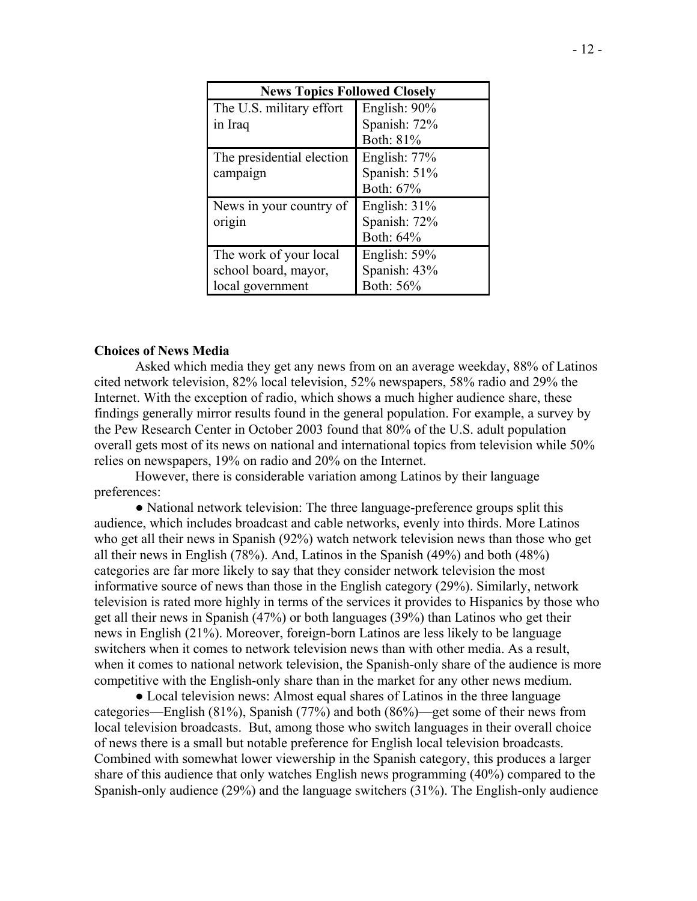| News Topics Followed Closely | |
|---|---|
| The U.S. military effort in Iraq | English: 90%<br>Spanish: 72%<br>Both: 81% |
| The presidential election campaign | English: 77%<br>Spanish: 51%<br>Both: 67% |
| News in your country of origin | English: 31%<br>Spanish: 72%<br>Both: 64% |
| The work of your local school board, mayor, local government | English: 59%<br>Spanish: 43%<br>Both: 56% |

**Choices of News Media**

Asked which media they get any news from on an average weekday, 88% of Latinos cited network television, 82% local television, 52% newspapers, 58% radio and 29% the Internet. With the exception of radio, which shows a much higher audience share, these findings generally mirror results found in the general population. For example, a survey by the Pew Research Center in October 2003 found that 80% of the U.S. adult population overall gets most of its news on national and international topics from television while 50% relies on newspapers, 19% on radio and 20% on the Internet.

However, there is considerable variation among Latinos by their language preferences:

● National network television: The three language-preference groups split this audience, which includes broadcast and cable networks, evenly into thirds. More Latinos who get all their news in Spanish (92%) watch network television news than those who get all their news in English (78%). And, Latinos in the Spanish (49%) and both (48%) categories are far more likely to say that they consider network television the most informative source of news than those in the English category (29%). Similarly, network television is rated more highly in terms of the services it provides to Hispanics by those who get all their news in Spanish (47%) or both languages (39%) than Latinos who get their news in English (21%). Moreover, foreign-born Latinos are less likely to be language switchers when it comes to network television news than with other media. As a result, when it comes to national network television, the Spanish-only share of the audience is more competitive with the English-only share than in the market for any other news medium.

● Local television news: Almost equal shares of Latinos in the three language categories—English (81%), Spanish (77%) and both (86%)—get some of their news from local television broadcasts. But, among those who switch languages in their overall choice of news there is a small but notable preference for English local television broadcasts. Combined with somewhat lower viewership in the Spanish category, this produces a larger share of this audience that only watches English news programming (40%) compared to the Spanish-only audience (29%) and the language switchers (31%). The English-only audience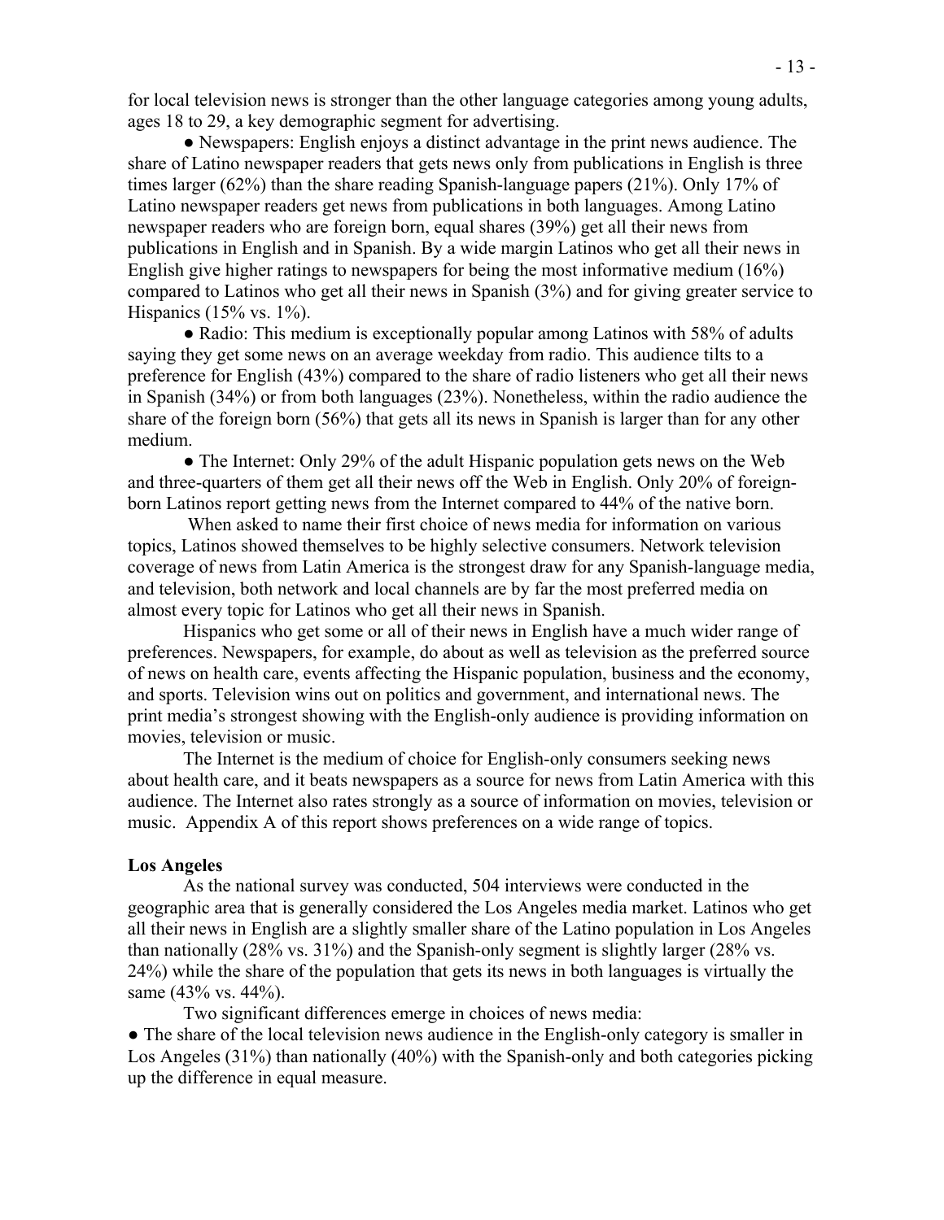for local television news is stronger than the other language categories among young adults, ages 18 to 29, a key demographic segment for advertising.

● Newspapers: English enjoys a distinct advantage in the print news audience. The share of Latino newspaper readers that gets news only from publications in English is three times larger (62%) than the share reading Spanish-language papers (21%). Only 17% of Latino newspaper readers get news from publications in both languages. Among Latino newspaper readers who are foreign born, equal shares (39%) get all their news from publications in English and in Spanish. By a wide margin Latinos who get all their news in English give higher ratings to newspapers for being the most informative medium (16%) compared to Latinos who get all their news in Spanish (3%) and for giving greater service to Hispanics (15% vs. 1%).

● Radio: This medium is exceptionally popular among Latinos with 58% of adults saying they get some news on an average weekday from radio. This audience tilts to a preference for English (43%) compared to the share of radio listeners who get all their news in Spanish (34%) or from both languages (23%). Nonetheless, within the radio audience the share of the foreign born (56%) that gets all its news in Spanish is larger than for any other medium.

● The Internet: Only 29% of the adult Hispanic population gets news on the Web and three-quarters of them get all their news off the Web in English. Only 20% of foreign-born Latinos report getting news from the Internet compared to 44% of the native born.

When asked to name their first choice of news media for information on various topics, Latinos showed themselves to be highly selective consumers. Network television coverage of news from Latin America is the strongest draw for any Spanish-language media, and television, both network and local channels are by far the most preferred media on almost every topic for Latinos who get all their news in Spanish.

Hispanics who get some or all of their news in English have a much wider range of preferences. Newspapers, for example, do about as well as television as the preferred source of news on health care, events affecting the Hispanic population, business and the economy, and sports. Television wins out on politics and government, and international news. The print media's strongest showing with the English-only audience is providing information on movies, television or music.

The Internet is the medium of choice for English-only consumers seeking news about health care, and it beats newspapers as a source for news from Latin America with this audience. The Internet also rates strongly as a source of information on movies, television or music. Appendix A of this report shows preferences on a wide range of topics.

**Los Angeles**

As the national survey was conducted, 504 interviews were conducted in the geographic area that is generally considered the Los Angeles media market. Latinos who get all their news in English are a slightly smaller share of the Latino population in Los Angeles than nationally (28% vs. 31%) and the Spanish-only segment is slightly larger (28% vs. 24%) while the share of the population that gets its news in both languages is virtually the same (43% vs. 44%).

Two significant differences emerge in choices of news media:

● The share of the local television news audience in the English-only category is smaller in Los Angeles (31%) than nationally (40%) with the Spanish-only and both categories picking up the difference in equal measure.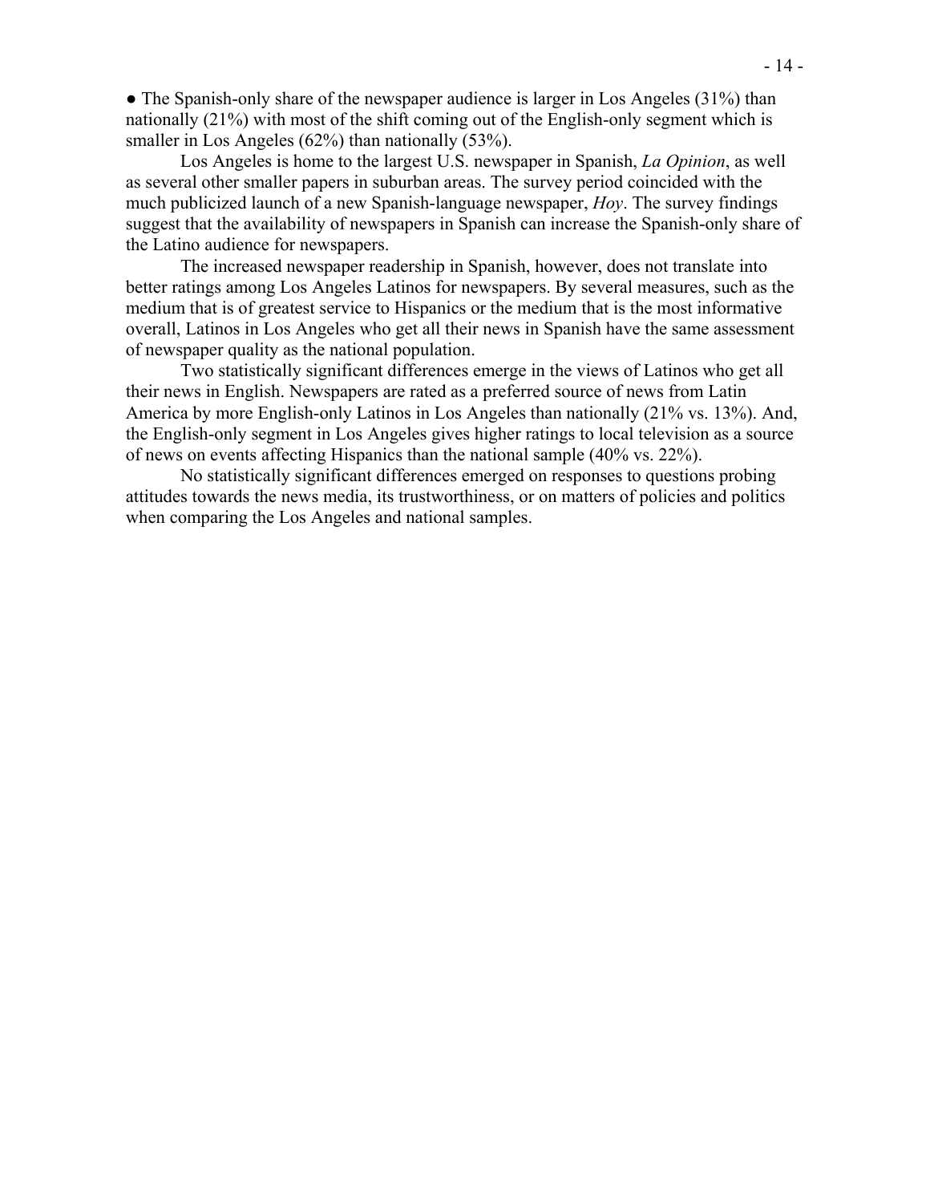● The Spanish-only share of the newspaper audience is larger in Los Angeles (31%) than nationally (21%) with most of the shift coming out of the English-only segment which is smaller in Los Angeles (62%) than nationally (53%).

Los Angeles is home to the largest U.S. newspaper in Spanish, *La Opinion*, as well as several other smaller papers in suburban areas. The survey period coincided with the much publicized launch of a new Spanish-language newspaper, *Hoy*. The survey findings suggest that the availability of newspapers in Spanish can increase the Spanish-only share of the Latino audience for newspapers.

The increased newspaper readership in Spanish, however, does not translate into better ratings among Los Angeles Latinos for newspapers. By several measures, such as the medium that is of greatest service to Hispanics or the medium that is the most informative overall, Latinos in Los Angeles who get all their news in Spanish have the same assessment of newspaper quality as the national population.

Two statistically significant differences emerge in the views of Latinos who get all their news in English. Newspapers are rated as a preferred source of news from Latin America by more English-only Latinos in Los Angeles than nationally (21% vs. 13%). And, the English-only segment in Los Angeles gives higher ratings to local television as a source of news on events affecting Hispanics than the national sample (40% vs. 22%).

No statistically significant differences emerged on responses to questions probing attitudes towards the news media, its trustworthiness, or on matters of policies and politics when comparing the Los Angeles and national samples.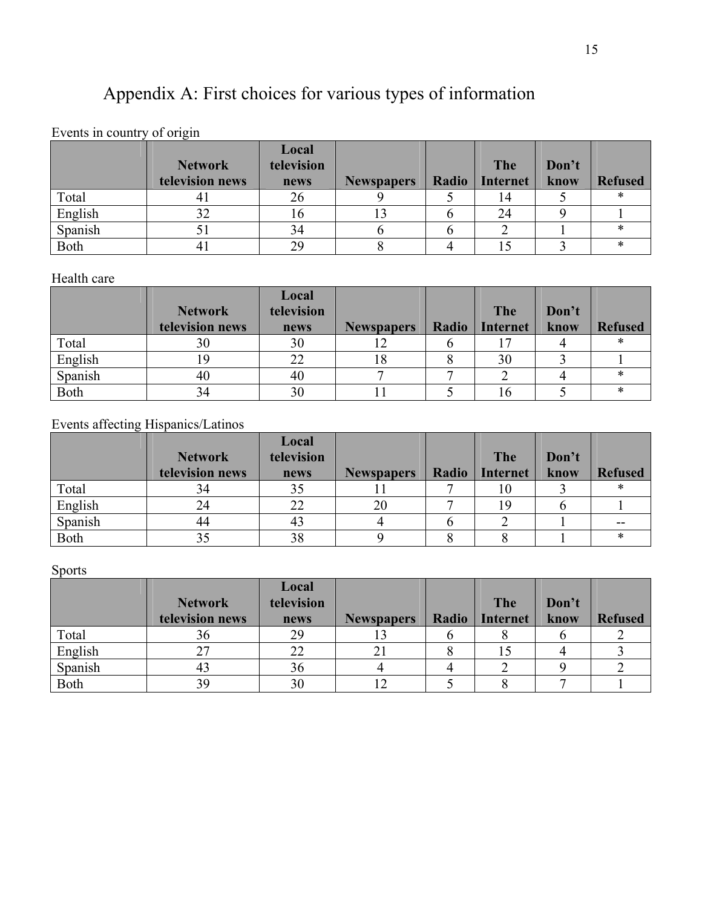# Appendix A: First choices for various types of information

Events in country of origin

| | Network television news | Local television news | Newspapers | Radio | The Internet | Don't know | Refused |
|---|---|---|---|---|---|---|---|
| Total | 41 | 26 | 9 | 5 | 14 | 5 | * |
| English | 32 | 16 | 13 | 6 | 24 | 9 | 1 |
| Spanish | 51 | 34 | 6 | 6 | 2 | 1 | * |
| Both | 41 | 29 | 8 | 4 | 15 | 3 | * |

Health care

| | Network television news | Local television news | Newspapers | Radio | The Internet | Don't know | Refused |
|---|---|---|---|---|---|---|---|
| Total | 30 | 30 | 12 | 6 | 17 | 4 | * |
| English | 19 | 22 | 18 | 8 | 30 | 3 | 1 |
| Spanish | 40 | 40 | 7 | 7 | 2 | 4 | * |
| Both | 34 | 30 | 11 | 5 | 16 | 5 | * |

Events affecting Hispanics/Latinos

| | Network television news | Local television news | Newspapers | Radio | The Internet | Don't know | Refused |
|---|---|---|---|---|---|---|---|
| Total | 34 | 35 | 11 | 7 | 10 | 3 | * |
| English | 24 | 22 | 20 | 7 | 19 | 6 | 1 |
| Spanish | 44 | 43 | 4 | 6 | 2 | 1 | -- |
| Both | 35 | 38 | 9 | 8 | 8 | 1 | * |

Sports

| | Network television news | Local television news | Newspapers | Radio | The Internet | Don't know | Refused |
|---|---|---|---|---|---|---|---|
| Total | 36 | 29 | 13 | 6 | 8 | 6 | 2 |
| English | 27 | 22 | 21 | 8 | 15 | 4 | 3 |
| Spanish | 43 | 36 | 4 | 4 | 2 | 9 | 2 |
| Both | 39 | 30 | 12 | 5 | 8 | 7 | 1 |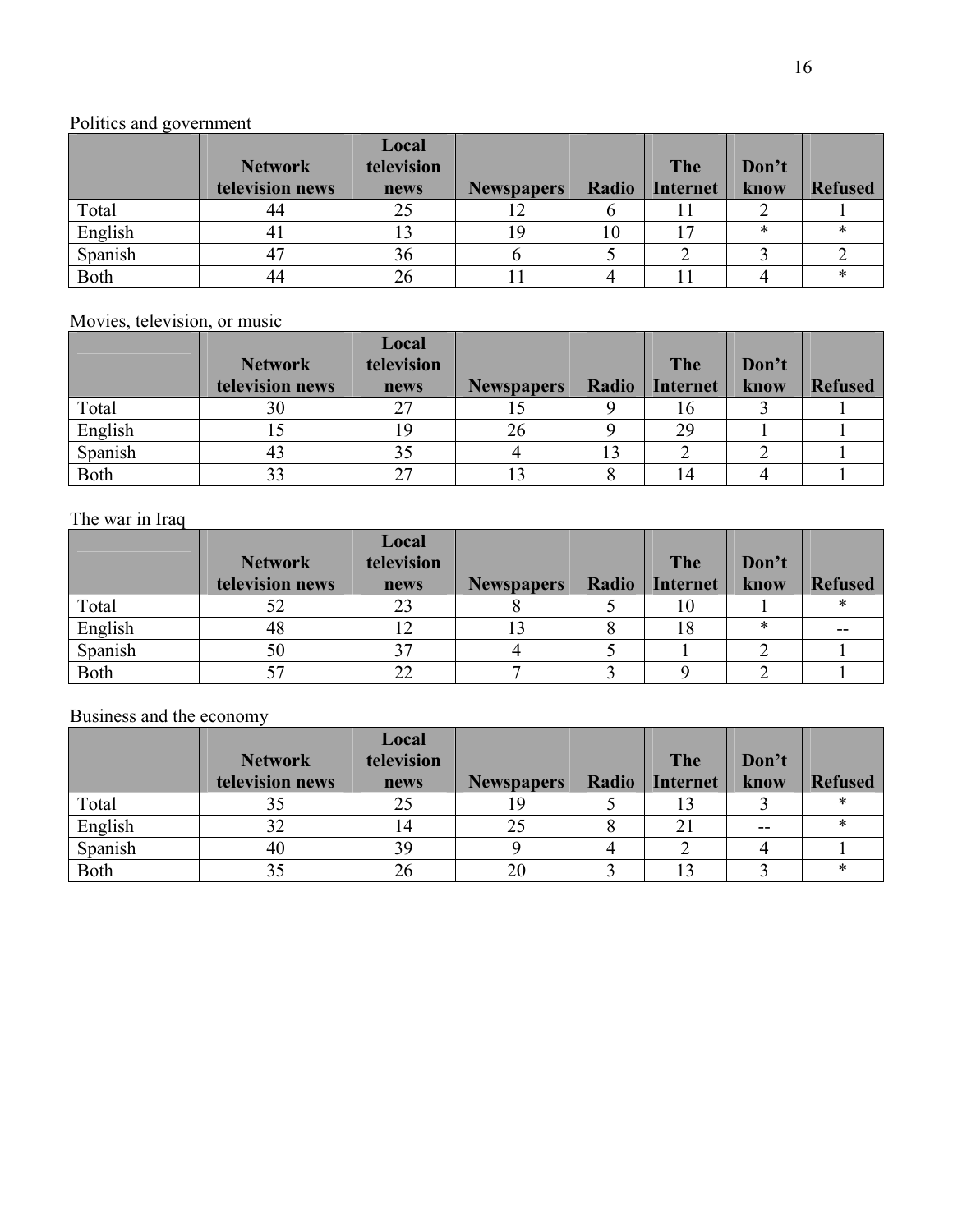Politics and government

| | Network television news | Local television news | Newspapers | Radio | The Internet | Don't know | Refused |
|---|---|---|---|---|---|---|---|
| Total | 44 | 25 | 12 | 6 | 11 | 2 | 1 |
| English | 41 | 13 | 19 | 10 | 17 | * | * |
| Spanish | 47 | 36 | 6 | 5 | 2 | 3 | 2 |
| Both | 44 | 26 | 11 | 4 | 11 | 4 | * |

Movies, television, or music

| | Network television news | Local television news | Newspapers | Radio | The Internet | Don't know | Refused |
|---|---|---|---|---|---|---|---|
| Total | 30 | 27 | 15 | 9 | 16 | 3 | 1 |
| English | 15 | 19 | 26 | 9 | 29 | 1 | 1 |
| Spanish | 43 | 35 | 4 | 13 | 2 | 2 | 1 |
| Both | 33 | 27 | 13 | 8 | 14 | 4 | 1 |

The war in Iraq

| | Network television news | Local television news | Newspapers | Radio | The Internet | Don't know | Refused |
|---|---|---|---|---|---|---|---|
| Total | 52 | 23 | 8 | 5 | 10 | 1 | * |
| English | 48 | 12 | 13 | 8 | 18 | * | -- |
| Spanish | 50 | 37 | 4 | 5 | 1 | 2 | 1 |
| Both | 57 | 22 | 7 | 3 | 9 | 2 | 1 |

Business and the economy

| | Network television news | Local television news | Newspapers | Radio | The Internet | Don't know | Refused |
|---|---|---|---|---|---|---|---|
| Total | 35 | 25 | 19 | 5 | 13 | 3 | * |
| English | 32 | 14 | 25 | 8 | 21 | -- | * |
| Spanish | 40 | 39 | 9 | 4 | 2 | 4 | 1 |
| Both | 35 | 26 | 20 | 3 | 13 | 3 | * |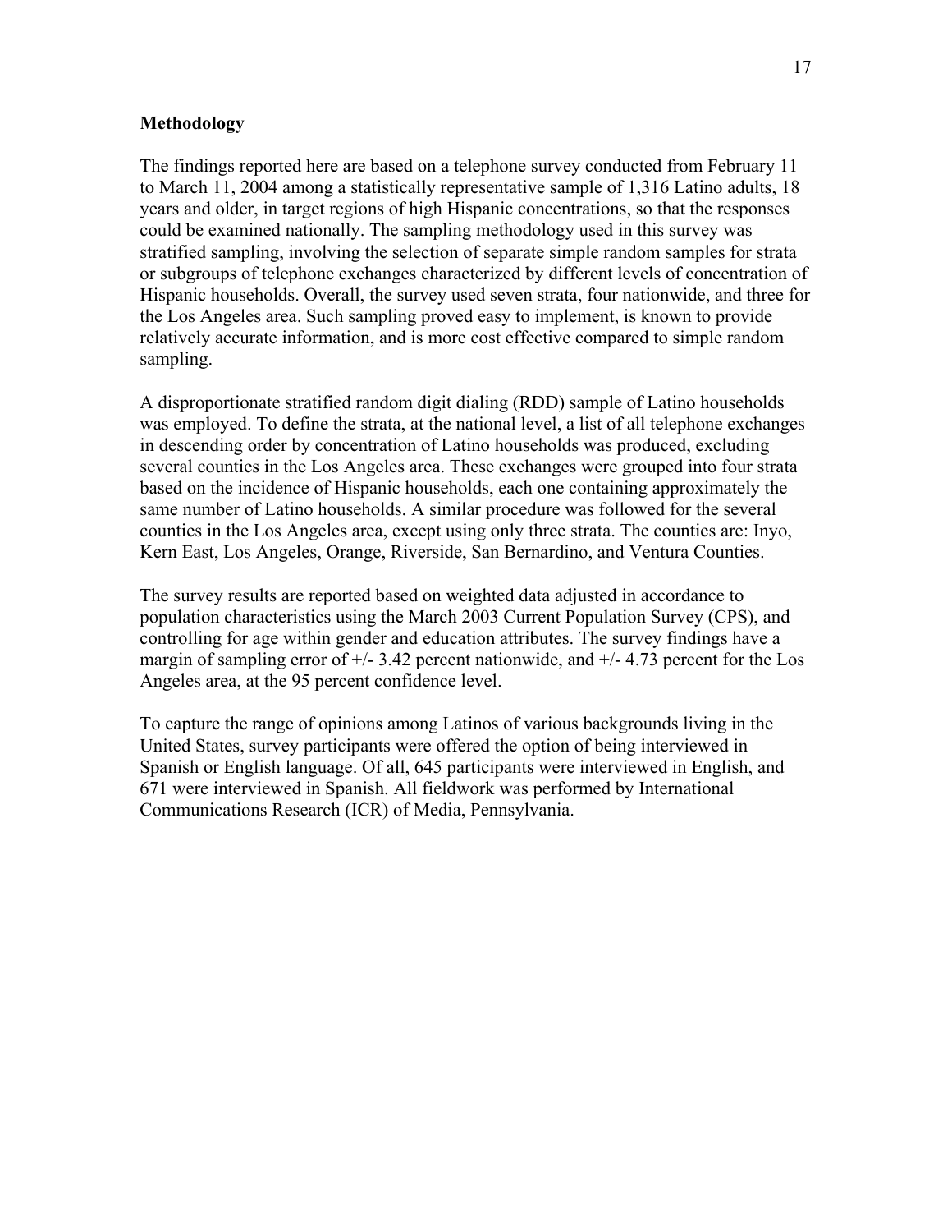## Methodology

The findings reported here are based on a telephone survey conducted from February 11 to March 11, 2004 among a statistically representative sample of 1,316 Latino adults, 18 years and older, in target regions of high Hispanic concentrations, so that the responses could be examined nationally. The sampling methodology used in this survey was stratified sampling, involving the selection of separate simple random samples for strata or subgroups of telephone exchanges characterized by different levels of concentration of Hispanic households. Overall, the survey used seven strata, four nationwide, and three for the Los Angeles area. Such sampling proved easy to implement, is known to provide relatively accurate information, and is more cost effective compared to simple random sampling.

A disproportionate stratified random digit dialing (RDD) sample of Latino households was employed. To define the strata, at the national level, a list of all telephone exchanges in descending order by concentration of Latino households was produced, excluding several counties in the Los Angeles area. These exchanges were grouped into four strata based on the incidence of Hispanic households, each one containing approximately the same number of Latino households. A similar procedure was followed for the several counties in the Los Angeles area, except using only three strata. The counties are: Inyo, Kern East, Los Angeles, Orange, Riverside, San Bernardino, and Ventura Counties.

The survey results are reported based on weighted data adjusted in accordance to population characteristics using the March 2003 Current Population Survey (CPS), and controlling for age within gender and education attributes. The survey findings have a margin of sampling error of +/- 3.42 percent nationwide, and +/- 4.73 percent for the Los Angeles area, at the 95 percent confidence level.

To capture the range of opinions among Latinos of various backgrounds living in the United States, survey participants were offered the option of being interviewed in Spanish or English language. Of all, 645 participants were interviewed in English, and 671 were interviewed in Spanish. All fieldwork was performed by International Communications Research (ICR) of Media, Pennsylvania.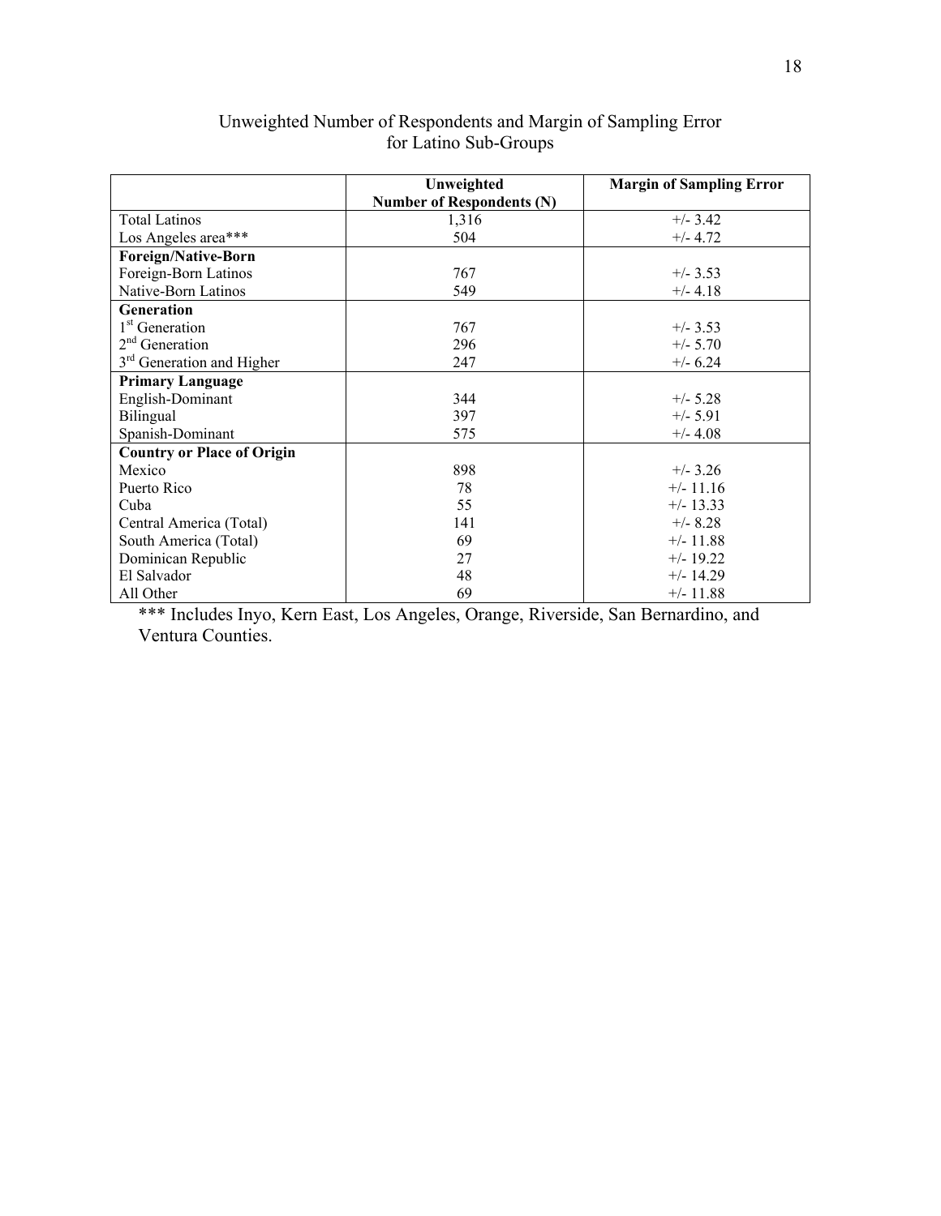Unweighted Number of Respondents and Margin of Sampling Error for Latino Sub-Groups

| | Unweighted Number of Respondents (N) | Margin of Sampling Error |
|---|---|---|
| Total Latinos | 1,316 | +/- 3.42 |
| Los Angeles area*** | 504 | +/- 4.72 |
| **Foreign/Native-Born** | | |
| Foreign-Born Latinos | 767 | +/- 3.53 |
| Native-Born Latinos | 549 | +/- 4.18 |
| **Generation** | | |
| 1st Generation | 767 | +/- 3.53 |
| 2nd Generation | 296 | +/- 5.70 |
| 3rd Generation and Higher | 247 | +/- 6.24 |
| **Primary Language** | | |
| English-Dominant | 344 | +/- 5.28 |
| Bilingual | 397 | +/- 5.91 |
| Spanish-Dominant | 575 | +/- 4.08 |
| **Country or Place of Origin** | | |
| Mexico | 898 | +/- 3.26 |
| Puerto Rico | 78 | +/- 11.16 |
| Cuba | 55 | +/- 13.33 |
| Central America (Total) | 141 | +/- 8.28 |
| South America (Total) | 69 | +/- 11.88 |
| Dominican Republic | 27 | +/- 19.22 |
| El Salvador | 48 | +/- 14.29 |
| All Other | 69 | +/- 11.88 |

*** Includes Inyo, Kern East, Los Angeles, Orange, Riverside, San Bernardino, and Ventura Counties.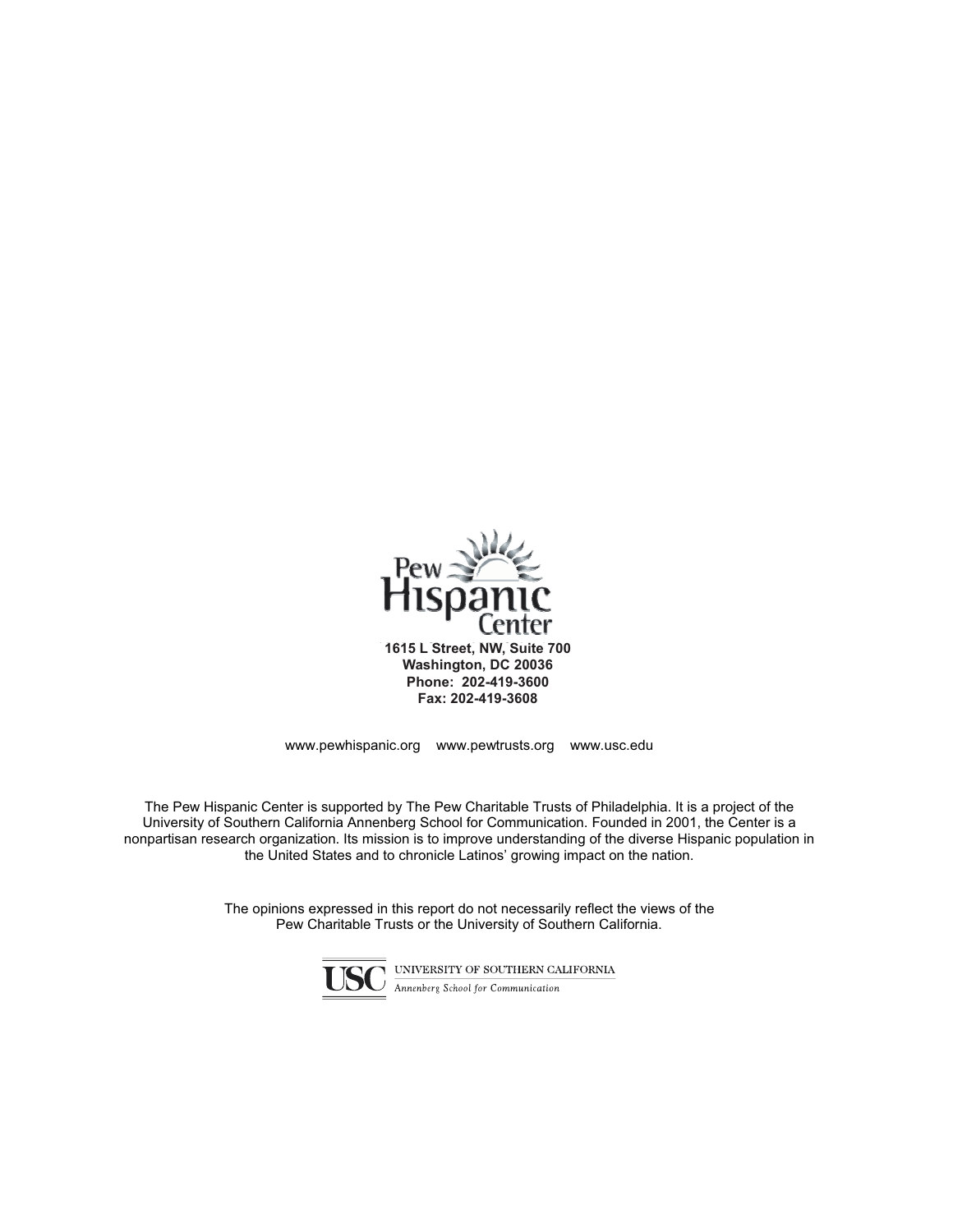Pew Hispanic Center

**1615 L Street, NW, Suite 700**
**Washington, DC 20036**
**Phone: 202-419-3600**
**Fax: 202-419-3608**

www.pewhispanic.org www.pewtrusts.org www.usc.edu

The Pew Hispanic Center is supported by The Pew Charitable Trusts of Philadelphia. It is a project of the University of Southern California Annenberg School for Communication. Founded in 2001, the Center is a nonpartisan research organization. Its mission is to improve understanding of the diverse Hispanic population in the United States and to chronicle Latinos' growing impact on the nation.

The opinions expressed in this report do not necessarily reflect the views of the Pew Charitable Trusts or the University of Southern California.

USC UNIVERSITY OF SOUTHERN CALIFORNIA
*Annenberg School for Communication*